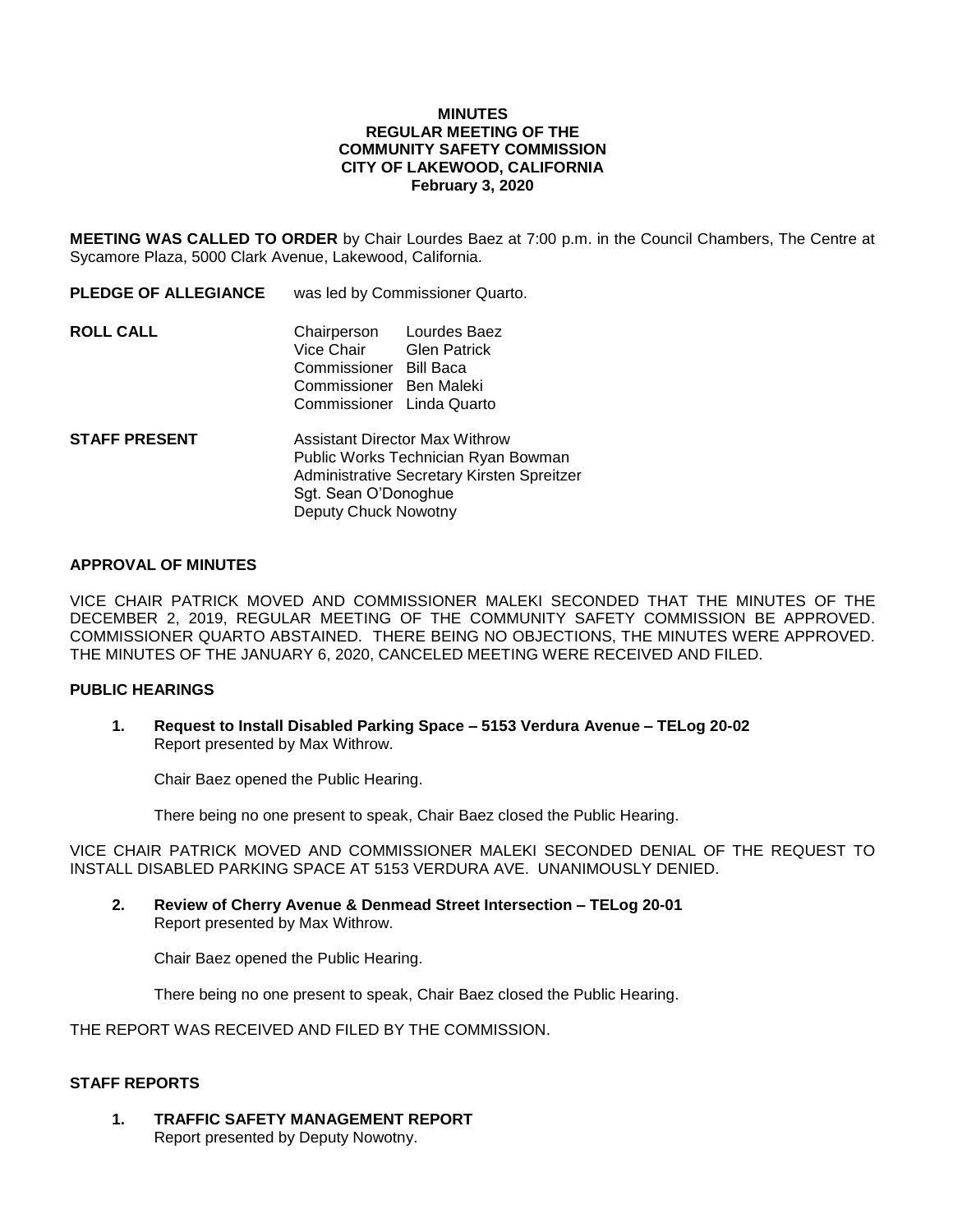**MINUTES**
**REGULAR MEETING OF THE**
**COMMUNITY SAFETY COMMISSION**
**CITY OF LAKEWOOD, CALIFORNIA**
**February 3, 2020**

**MEETING WAS CALLED TO ORDER** by Chair Lourdes Baez at 7:00 p.m. in the Council Chambers, The Centre at Sycamore Plaza, 5000 Clark Avenue, Lakewood, California.

**PLEDGE OF ALLEGIANCE** was led by Commissioner Quarto.

**ROLL CALL**

Chairperson Lourdes Baez
Vice Chair Glen Patrick
Commissioner Bill Baca
Commissioner Ben Maleki
Commissioner Linda Quarto

**STAFF PRESENT**

Assistant Director Max Withrow
Public Works Technician Ryan Bowman
Administrative Secretary Kirsten Spreitzer
Sgt. Sean O'Donoghue
Deputy Chuck Nowotny

**APPROVAL OF MINUTES**

VICE CHAIR PATRICK MOVED AND COMMISSIONER MALEKI SECONDED THAT THE MINUTES OF THE DECEMBER 2, 2019, REGULAR MEETING OF THE COMMUNITY SAFETY COMMISSION BE APPROVED. COMMISSIONER QUARTO ABSTAINED. THERE BEING NO OBJECTIONS, THE MINUTES WERE APPROVED. THE MINUTES OF THE JANUARY 6, 2020, CANCELED MEETING WERE RECEIVED AND FILED.

**PUBLIC HEARINGS**

1. **Request to Install Disabled Parking Space – 5153 Verdura Avenue – TELog 20-02**
   Report presented by Max Withrow.

   Chair Baez opened the Public Hearing.

   There being no one present to speak, Chair Baez closed the Public Hearing.

VICE CHAIR PATRICK MOVED AND COMMISSIONER MALEKI SECONDED DENIAL OF THE REQUEST TO INSTALL DISABLED PARKING SPACE AT 5153 VERDURA AVE. UNANIMOUSLY DENIED.

2. **Review of Cherry Avenue & Denmead Street Intersection – TELog 20-01**
   Report presented by Max Withrow.

   Chair Baez opened the Public Hearing.

   There being no one present to speak, Chair Baez closed the Public Hearing.

THE REPORT WAS RECEIVED AND FILED BY THE COMMISSION.

**STAFF REPORTS**

1. **TRAFFIC SAFETY MANAGEMENT REPORT**
   Report presented by Deputy Nowotny.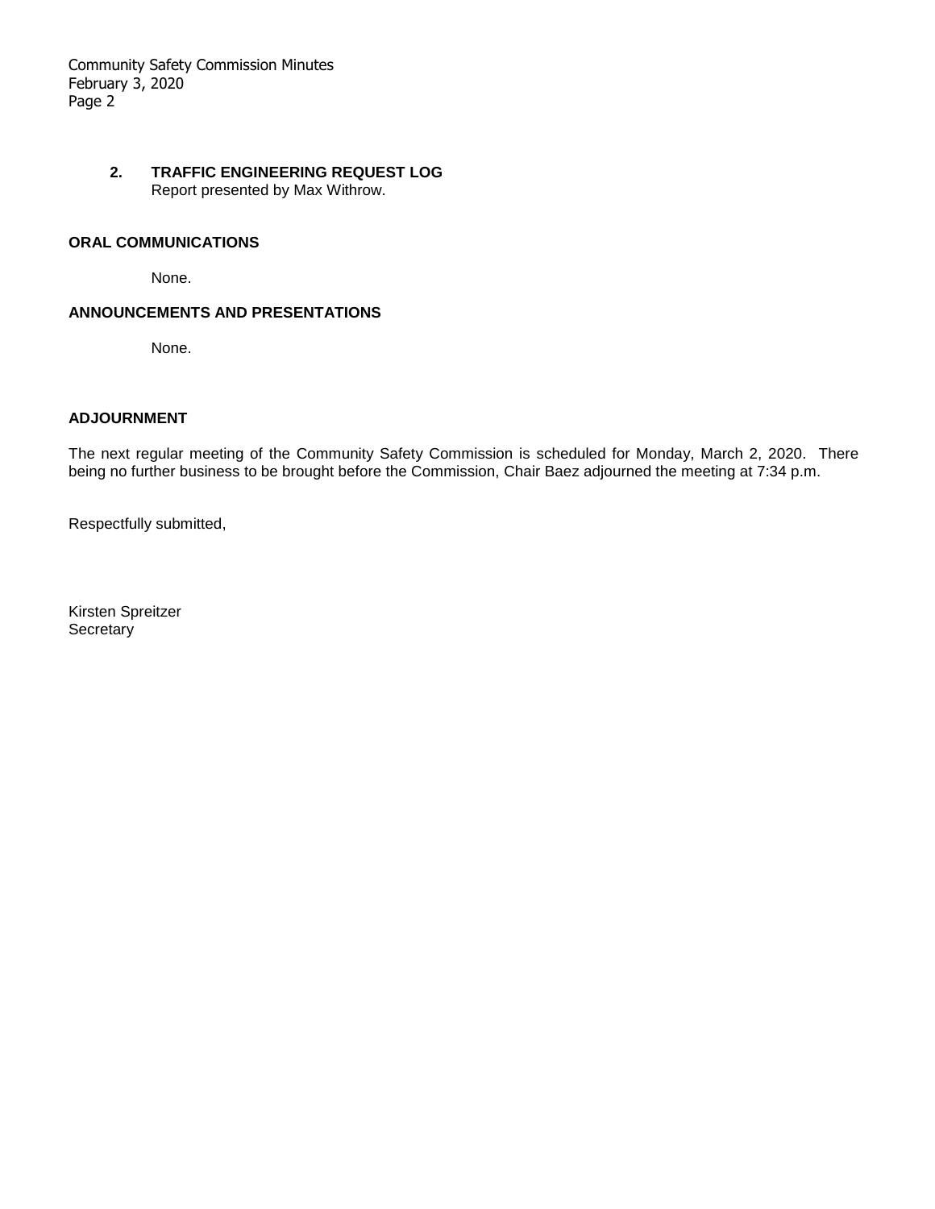**2. TRAFFIC ENGINEERING REQUEST LOG**
Report presented by Max Withrow.

## ORAL COMMUNICATIONS

None.

## ANNOUNCEMENTS AND PRESENTATIONS

None.

## ADJOURNMENT

The next regular meeting of the Community Safety Commission is scheduled for Monday, March 2, 2020. There being no further business to be brought before the Commission, Chair Baez adjourned the meeting at 7:34 p.m.

Respectfully submitted,

Kirsten Spreitzer
Secretary